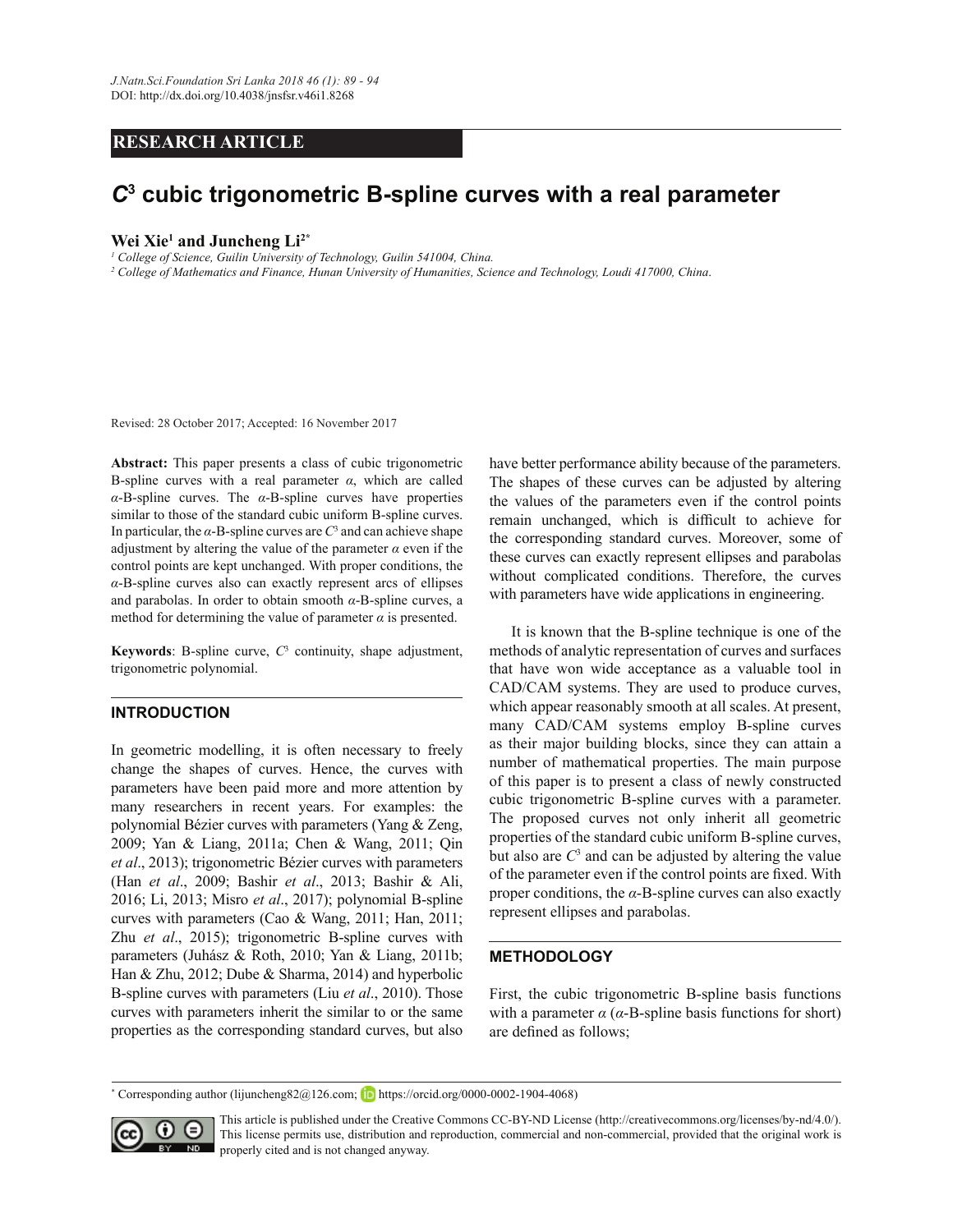**RESEARCH ARTICLE**

# $C^3$ cubic trigonometric B-spline curves with a real parameter

**Wei Xie[1] and Juncheng Li[2*]**

[1] College of Science, Guilin University of Technology, Guilin 541004, China.

[2] College of Mathematics and Finance, Hunan University of Humanities, Science and Technology, Loudi 417000, China.

Revised: 28 October 2017; Accepted: 16 November 2017

**Abstract:** This paper presents a class of cubic trigonometric B-spline curves with a real parameter $\alpha$, which are called $\alpha$-B-spline curves. The $\alpha$-B-spline curves have properties similar to those of the standard cubic uniform B-spline curves. In particular, the $\alpha$-B-spline curves are $C^3$ and can achieve shape adjustment by altering the value of the parameter $\alpha$ even if the control points are kept unchanged. With proper conditions, the $\alpha$-B-spline curves also can exactly represent arcs of ellipses and parabolas. In order to obtain smooth $\alpha$-B-spline curves, a method for determining the value of parameter $\alpha$ is presented.

**Keywords**: B-spline curve, $C^3$ continuity, shape adjustment, trigonometric polynomial.

## INTRODUCTION

In geometric modelling, it is often necessary to freely change the shapes of curves. Hence, the curves with parameters have been paid more and more attention by many researchers in recent years. For examples: the polynomial Bézier curves with parameters (Yang & Zeng, 2009; Yan & Liang, 2011a; Chen & Wang, 2011; Qin *et al*., 2013); trigonometric Bézier curves with parameters (Han *et al*., 2009; Bashir *et al*., 2013; Bashir & Ali, 2016; Li, 2013; Misro *et al*., 2017); polynomial B-spline curves with parameters (Cao & Wang, 2011; Han, 2011; Zhu *et al*., 2015); trigonometric B-spline curves with parameters (Juhász & Roth, 2010; Yan & Liang, 2011b; Han & Zhu, 2012; Dube & Sharma, 2014) and hyperbolic B-spline curves with parameters (Liu *et al*., 2010). Those curves with parameters inherit the similar to or the same properties as the corresponding standard curves, but also have better performance ability because of the parameters. The shapes of these curves can be adjusted by altering the values of the parameters even if the control points remain unchanged, which is difficult to achieve for the corresponding standard curves. Moreover, some of these curves can exactly represent ellipses and parabolas without complicated conditions. Therefore, the curves with parameters have wide applications in engineering.

It is known that the B-spline technique is one of the methods of analytic representation of curves and surfaces that have won wide acceptance as a valuable tool in CAD/CAM systems. They are used to produce curves, which appear reasonably smooth at all scales. At present, many CAD/CAM systems employ B-spline curves as their major building blocks, since they can attain a number of mathematical properties. The main purpose of this paper is to present a class of newly constructed cubic trigonometric B-spline curves with a parameter. The proposed curves not only inherit all geometric properties of the standard cubic uniform B-spline curves, but also are $C^3$ and can be adjusted by altering the value of the parameter even if the control points are fixed. With proper conditions, the $\alpha$-B-spline curves can also exactly represent ellipses and parabolas.

## METHODOLOGY

First, the cubic trigonometric B-spline basis functions with a parameter $\alpha$ ($\alpha$-B-spline basis functions for short) are defined as follows;

* Corresponding author (lijuncheng82@126.com; https://orcid.org/0000-0002-1904-4068)

This article is published under the Creative Commons CC-BY-ND License (http://creativecommons.org/licenses/by-nd/4.0/). This license permits use, distribution and reproduction, commercial and non-commercial, provided that the original work is properly cited and is not changed anyway.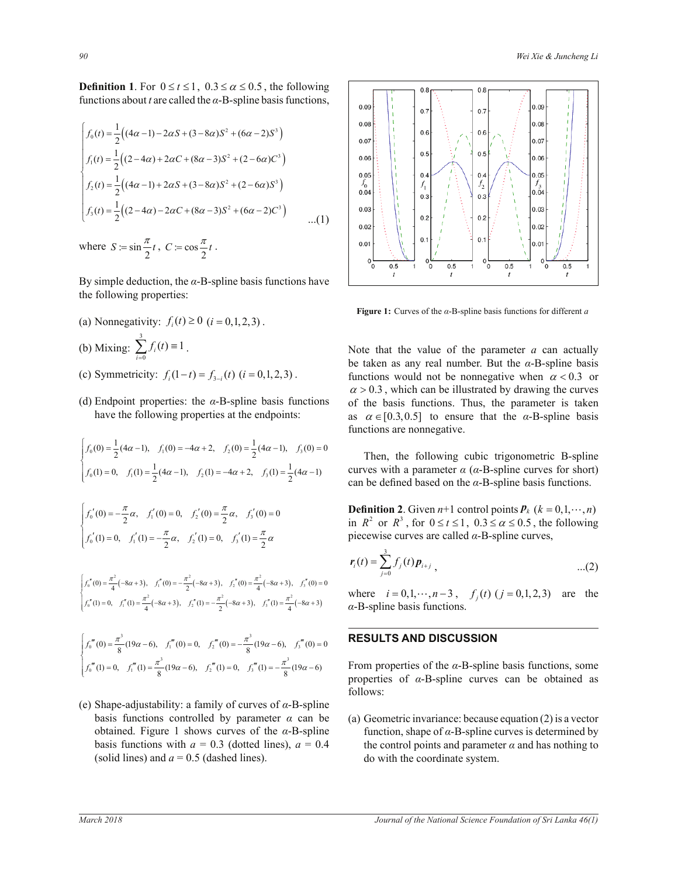**Definition 1**. For $0 \le t \le 1$, $0.3 \le \alpha \le 0.5$, the following functions about *t* are called the *α*-B-spline basis functions,

$$
\begin{cases}
f_0(t) = \frac{1}{2}\left((4\alpha - 1) - 2\alpha S + (3 - 8\alpha)S^2 + (6\alpha - 2)S^3\right) \\
f_1(t) = \frac{1}{2}\left((2 - 4\alpha) + 2\alpha C + (8\alpha - 3)S^2 + (2 - 6\alpha)C^3\right) \\
f_2(t) = \frac{1}{2}\left((4\alpha - 1) + 2\alpha S + (3 - 8\alpha)S^2 + (2 - 6\alpha)S^3\right) \\
f_3(t) = \frac{1}{2}\left((2 - 4\alpha) - 2\alpha C + (8\alpha - 3)S^2 + (6\alpha - 2)C^3\right)
\end{cases}
\quad ...(1)
$$

where $S := \sin\frac{\pi}{2}t$, $C := \cos\frac{\pi}{2}t$.

By simple deduction, the *α*-B-spline basis functions have the following properties:

(a) Nonnegativity: $f_i(t) \ge 0 \ (i = 0,1,2,3)$.

(b) Mixing: $\sum_{i=0}^{3} f_i(t) \equiv 1$.

(c) Symmetricity: $f_i(1-t) = f_{3-i}(t) \ (i = 0,1,2,3)$.

(d) Endpoint properties: the *α*-B-spline basis functions have the following properties at the endpoints:

$$
\begin{cases}
f_0(0) = \frac{1}{2}(4\alpha - 1), \quad f_1(0) = -4\alpha + 2, \quad f_2(0) = \frac{1}{2}(4\alpha - 1), \quad f_3(0) = 0 \\
f_0(1) = 0, \quad f_1(1) = \frac{1}{2}(4\alpha - 1), \quad f_2(1) = -4\alpha + 2, \quad f_3(1) = \frac{1}{2}(4\alpha - 1)
\end{cases}
$$

$$
\begin{cases}
f_0'(0) = -\frac{\pi}{2}\alpha, \quad f_1'(0) = 0, \quad f_2'(0) = \frac{\pi}{2}\alpha, \quad f_3'(0) = 0 \\
f_0'(1) = 0, \quad f_1'(1) = -\frac{\pi}{2}\alpha, \quad f_2'(1) = 0, \quad f_3'(1) = \frac{\pi}{2}\alpha
\end{cases}
$$

$$
\begin{cases}
f_0''(0) = \frac{\pi^2}{4}(-8\alpha + 3), \quad f_1''(0) = -\frac{\pi^2}{2}(-8\alpha + 3), \quad f_2''(0) = \frac{\pi^2}{4}(-8\alpha + 3), \quad f_3''(0) = 0 \\
f_0''(1) = 0, \quad f_1''(1) = \frac{\pi^2}{4}(-8\alpha + 3), \quad f_2''(1) = -\frac{\pi^2}{2}(-8\alpha + 3), \quad f_3''(1) = \frac{\pi^2}{4}(-8\alpha + 3)
\end{cases}
$$

$$
\begin{cases}
f_0'''(0) = \frac{\pi^3}{8}(19\alpha - 6), \quad f_1'''(0) = 0, \quad f_2'''(0) = -\frac{\pi^3}{8}(19\alpha - 6), \quad f_3'''(0) = 0 \\
f_0'''(1) = 0, \quad f_1'''(1) = \frac{\pi^3}{8}(19\alpha - 6), \quad f_2'''(1) = 0, \quad f_3'''(1) = -\frac{\pi^3}{8}(19\alpha - 6)
\end{cases}
$$

(e) Shape-adjustability: a family of curves of *α*-B-spline basis functions controlled by parameter *α* can be obtained. Figure 1 shows curves of the *α*-B-spline basis functions with *a* = 0.3 (dotted lines), *a* = 0.4 (solid lines) and *a* = 0.5 (dashed lines).

**Figure 1:** Curves of the *α*-B-spline basis functions for different *a*

Note that the value of the parameter *a* can actually be taken as any real number. But the *α*-B-spline basis functions would not be nonnegative when $\alpha < 0.3$ or $\alpha > 0.3$, which can be illustrated by drawing the curves of the basis functions. Thus, the parameter is taken as $\alpha \in [0.3, 0.5]$ to ensure that the *α*-B-spline basis functions are nonnegative.

Then, the following cubic trigonometric B-spline curves with a parameter *α* (*α*-B-spline curves for short) can be defined based on the *α*-B-spline basis functions.

**Definition 2**. Given *n*+1 control points $\boldsymbol{p}_k \ (k = 0,1,\cdots,n)$ in $R^2$ or $R^3$, for $0 \le t \le 1$, $0.3 \le \alpha \le 0.5$, the following piecewise curves are called *α*-B-spline curves,

$$
\boldsymbol{r}_i(t) = \sum_{j=0}^{3} f_j(t)\boldsymbol{p}_{i+j}, \quad ...(2)
$$

where $i = 0,1,\cdots,n-3$, $f_j(t) \ (j = 0,1,2,3)$ are the *α*-B-spline basis functions.

## RESULTS AND DISCUSSION

From properties of the *α*-B-spline basis functions, some properties of *α*-B-spline curves can be obtained as follows:

(a) Geometric invariance: because equation (2) is a vector function, shape of *α*-B-spline curves is determined by the control points and parameter *α* and has nothing to do with the coordinate system.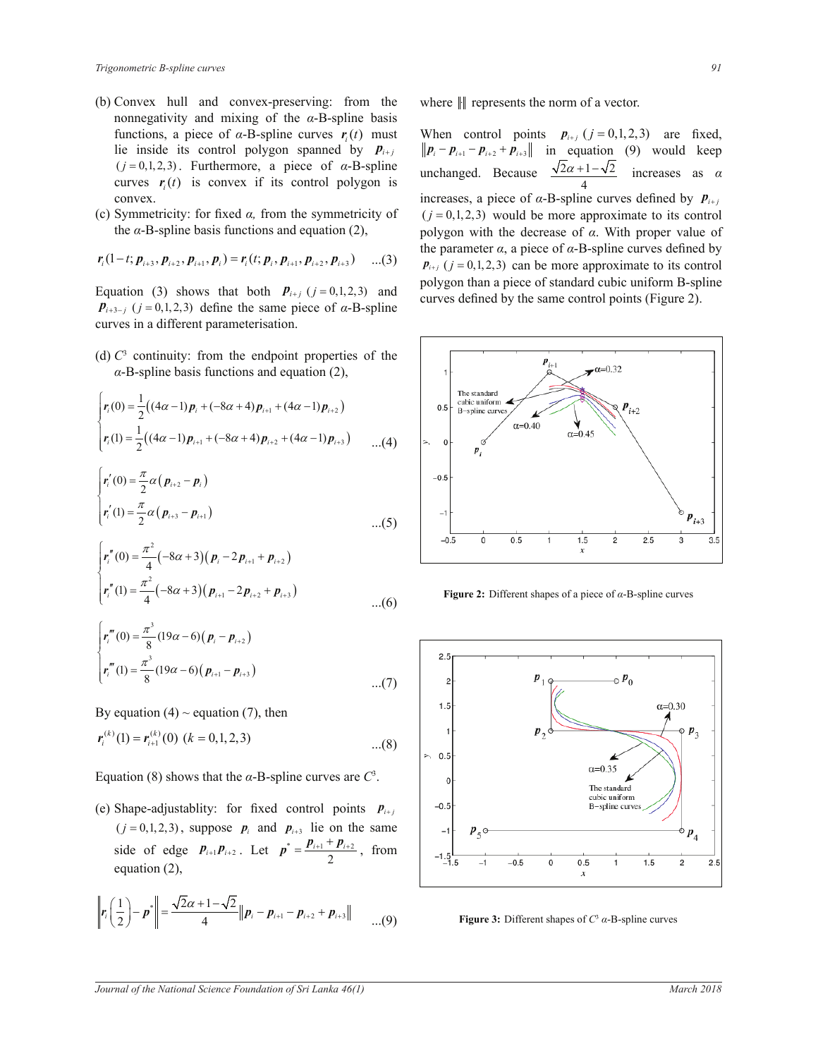(b) Convex hull and convex-preserving: from the nonnegativity and mixing of the $\alpha$-B-spline basis functions, a piece of $\alpha$-B-spline curves $\boldsymbol{r}_i(t)$ must lie inside its control polygon spanned by $\boldsymbol{p}_{i+j}$ $(j=0,1,2,3)$. Furthermore, a piece of $\alpha$-B-spline curves $\boldsymbol{r}_i(t)$ is convex if its control polygon is convex.

(c) Symmetricity: for fixed $\alpha$, from the symmetricity of the $\alpha$-B-spline basis functions and equation (2),

$$\boldsymbol{r}_i(1-t;\boldsymbol{p}_{i+3},\boldsymbol{p}_{i+2},\boldsymbol{p}_{i+1},\boldsymbol{p}_i)=\boldsymbol{r}_i(t;\boldsymbol{p}_i,\boldsymbol{p}_{i+1},\boldsymbol{p}_{i+2},\boldsymbol{p}_{i+3}) \quad ...(3)$$

Equation (3) shows that both $\boldsymbol{p}_{i+j}$ $(j=0,1,2,3)$ and $\boldsymbol{p}_{i+3-j}$ $(j=0,1,2,3)$ define the same piece of $\alpha$-B-spline curves in a different parameterisation.

(d) $C^3$ continuity: from the endpoint properties of the $\alpha$-B-spline basis functions and equation (2),

$$\begin{cases}\boldsymbol{r}_i(0)=\dfrac{1}{2}\left((4\alpha-1)\boldsymbol{p}_i+(-8\alpha+4)\boldsymbol{p}_{i+1}+(4\alpha-1)\boldsymbol{p}_{i+2}\right)\\ \boldsymbol{r}_i(1)=\dfrac{1}{2}\left((4\alpha-1)\boldsymbol{p}_{i+1}+(-8\alpha+4)\boldsymbol{p}_{i+2}+(4\alpha-1)\boldsymbol{p}_{i+3}\right)\end{cases} \quad ...(4)$$

$$\begin{cases}\boldsymbol{r}_i'(0)=\dfrac{\pi}{2}\alpha\left(\boldsymbol{p}_{i+2}-\boldsymbol{p}_i\right)\\ \boldsymbol{r}_i'(1)=\dfrac{\pi}{2}\alpha\left(\boldsymbol{p}_{i+3}-\boldsymbol{p}_{i+1}\right)\end{cases} \quad ...(5)$$

$$\begin{cases}\boldsymbol{r}_i''(0)=\dfrac{\pi^2}{4}\left(-8\alpha+3\right)\left(\boldsymbol{p}_i-2\boldsymbol{p}_{i+1}+\boldsymbol{p}_{i+2}\right)\\ \boldsymbol{r}_i''(1)=\dfrac{\pi^2}{4}\left(-8\alpha+3\right)\left(\boldsymbol{p}_{i+1}-2\boldsymbol{p}_{i+2}+\boldsymbol{p}_{i+3}\right)\end{cases} \quad ...(6)$$

$$\begin{cases}\boldsymbol{r}_i'''(0)=\dfrac{\pi^3}{8}(19\alpha-6)\left(\boldsymbol{p}_i-\boldsymbol{p}_{i+2}\right)\\ \boldsymbol{r}_i'''(1)=\dfrac{\pi^3}{8}(19\alpha-6)\left(\boldsymbol{p}_{i+1}-\boldsymbol{p}_{i+3}\right)\end{cases} \quad ...(7)$$

By equation (4) ~ equation (7), then

$$\boldsymbol{r}_i^{(k)}(1)=\boldsymbol{r}_{i+1}^{(k)}(0)\ \ (k=0,1,2,3) \quad ...(8)$$

Equation (8) shows that the $\alpha$-B-spline curves are $C^3$.

(e) Shape-adjustablity: for fixed control points $\boldsymbol{p}_{i+j}$ $(j=0,1,2,3)$, suppose $\boldsymbol{p}_i$ and $\boldsymbol{p}_{i+3}$ lie on the same side of edge $\boldsymbol{p}_{i+1}\boldsymbol{p}_{i+2}$. Let $\boldsymbol{p}^*=\dfrac{\boldsymbol{p}_{i+1}+\boldsymbol{p}_{i+2}}{2}$, from equation (2),

$$\left\|\boldsymbol{r}_i\left(\frac{1}{2}\right)-\boldsymbol{p}^*\right\|=\frac{\sqrt{2}\alpha+1-\sqrt{2}}{4}\left\|\boldsymbol{p}_i-\boldsymbol{p}_{i+1}-\boldsymbol{p}_{i+2}+\boldsymbol{p}_{i+3}\right\| \quad ...(9)$$

where $\|\cdot\|$ represents the norm of a vector.

When control points $\boldsymbol{p}_{i+j}$ $(j=0,1,2,3)$ are fixed, $\left\|\boldsymbol{p}_i-\boldsymbol{p}_{i+1}-\boldsymbol{p}_{i+2}+\boldsymbol{p}_{i+3}\right\|$ in equation (9) would keep unchanged. Because $\dfrac{\sqrt{2}\alpha+1-\sqrt{2}}{4}$ increases as $\alpha$ increases, a piece of $\alpha$-B-spline curves defined by $\boldsymbol{p}_{i+j}$ $(j=0,1,2,3)$ would be more approximate to its control polygon with the decrease of $\alpha$. With proper value of the parameter $\alpha$, a piece of $\alpha$-B-spline curves defined by $\boldsymbol{p}_{i+j}$ $(j=0,1,2,3)$ can be more approximate to its control polygon than a piece of standard cubic uniform B-spline curves defined by the same control points (Figure 2).

**Figure 2:** Different shapes of a piece of $\alpha$-B-spline curves

**Figure 3:** Different shapes of $C^3$ $\alpha$-B-spline curves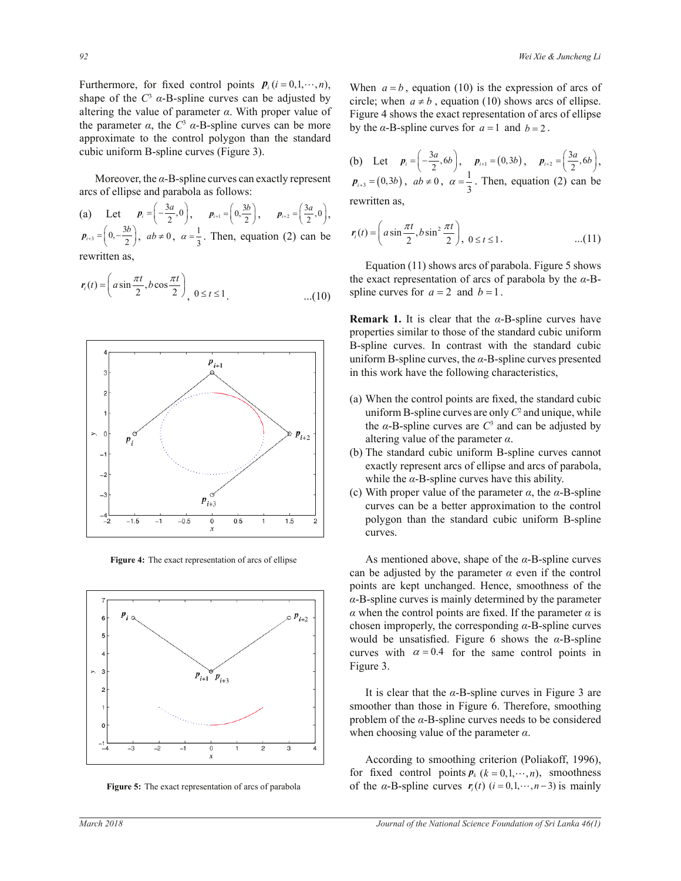Furthermore, for fixed control points $\boldsymbol{p}_i \ (i = 0,1,\cdots,n)$, shape of the $C^3$ $\alpha$-B-spline curves can be adjusted by altering the value of parameter $\alpha$. With proper value of the parameter $\alpha$, the $C^3$ $\alpha$-B-spline curves can be more approximate to the control polygon than the standard cubic uniform B-spline curves (Figure 3).

Moreover, the $\alpha$-B-spline curves can exactly represent arcs of ellipse and parabola as follows:

(a) Let $\boldsymbol{p}_i = \left(-\frac{3a}{2}, 0\right)$, $\boldsymbol{p}_{i+1} = \left(0, \frac{3b}{2}\right)$, $\boldsymbol{p}_{i+2} = \left(\frac{3a}{2}, 0\right)$, $\boldsymbol{p}_{i+3} = \left(0, -\frac{3b}{2}\right)$, $ab \neq 0$, $\alpha = \frac{1}{3}$. Then, equation (2) can be rewritten as,

$$\boldsymbol{r}_i(t) = \left(a \sin\frac{\pi t}{2}, b\cos\frac{\pi t}{2}\right), \ 0 \le t \le 1. \quad \text{...(10)}$$

Figure 4: The exact representation of arcs of ellipse

Figure 5: The exact representation of arcs of parabola

When $a = b$, equation (10) is the expression of arcs of circle; when $a \neq b$, equation (10) shows arcs of ellipse. Figure 4 shows the exact representation of arcs of ellipse by the $\alpha$-B-spline curves for $a = 1$ and $b = 2$.

(b) Let $\boldsymbol{p}_i = \left(-\frac{3a}{2}, 6b\right)$, $\boldsymbol{p}_{i+1} = (0, 3b)$, $\boldsymbol{p}_{i+2} = \left(\frac{3a}{2}, 6b\right)$, $\boldsymbol{p}_{i+3} = (0, 3b)$, $ab \neq 0$, $\alpha = \frac{1}{3}$. Then, equation (2) can be rewritten as,

$$\boldsymbol{r}_i(t) = \left(a \sin\frac{\pi t}{2}, b\sin^2\frac{\pi t}{2}\right), \ 0 \le t \le 1. \quad \text{...(11)}$$

Equation (11) shows arcs of parabola. Figure 5 shows the exact representation of arcs of parabola by the $\alpha$-B-spline curves for $a = 2$ and $b = 1$.

**Remark 1.** It is clear that the $\alpha$-B-spline curves have properties similar to those of the standard cubic uniform B-spline curves. In contrast with the standard cubic uniform B-spline curves, the $\alpha$-B-spline curves presented in this work have the following characteristics,

(a) When the control points are fixed, the standard cubic uniform B-spline curves are only $C^2$ and unique, while the $\alpha$-B-spline curves are $C^3$ and can be adjusted by altering value of the parameter $\alpha$.
(b) The standard cubic uniform B-spline curves cannot exactly represent arcs of ellipse and arcs of parabola, while the $\alpha$-B-spline curves have this ability.
(c) With proper value of the parameter $\alpha$, the $\alpha$-B-spline curves can be a better approximation to the control polygon than the standard cubic uniform B-spline curves.

As mentioned above, shape of the $\alpha$-B-spline curves can be adjusted by the parameter $\alpha$ even if the control points are kept unchanged. Hence, smoothness of the $\alpha$-B-spline curves is mainly determined by the parameter $\alpha$ when the control points are fixed. If the parameter $\alpha$ is chosen improperly, the corresponding $\alpha$-B-spline curves would be unsatisfied. Figure 6 shows the $\alpha$-B-spline curves with $\alpha = 0.4$ for the same control points in Figure 3.

It is clear that the $\alpha$-B-spline curves in Figure 3 are smoother than those in Figure 6. Therefore, smoothing problem of the $\alpha$-B-spline curves needs to be considered when choosing value of the parameter $\alpha$.

According to smoothing criterion (Poliakoff, 1996), for fixed control points $\boldsymbol{p}_k \ (k = 0,1,\cdots,n)$, smoothness of the $\alpha$-B-spline curves $\boldsymbol{r}_i(t) \ (i = 0,1,\cdots,n-3)$ is mainly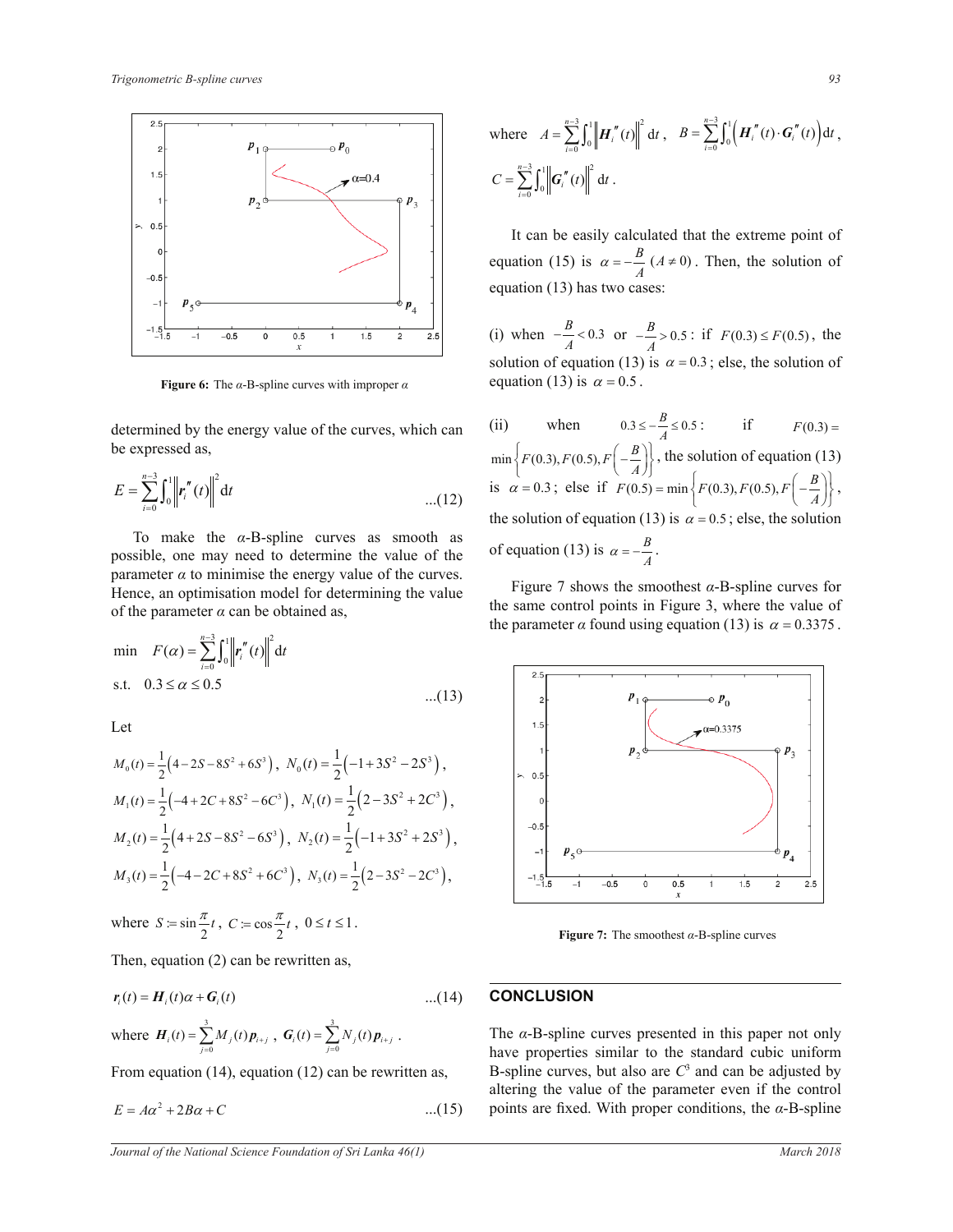Figure 6: The $\alpha$-B-spline curves with improper $\alpha$

determined by the energy value of the curves, which can be expressed as,

$$E = \sum_{i=0}^{n-3} \int_0^1 \left\| \boldsymbol{r}_i''(t) \right\|^2 \mathrm{d}t \qquad ...(12)$$

To make the $\alpha$-B-spline curves as smooth as possible, one may need to determine the value of the parameter $\alpha$ to minimise the energy value of the curves. Hence, an optimisation model for determining the value of the parameter $\alpha$ can be obtained as,

$$\begin{aligned} &\min \quad F(\alpha) = \sum_{i=0}^{n-3} \int_0^1 \left\| \boldsymbol{r}_i''(t) \right\|^2 \mathrm{d}t \\ &\text{s.t.} \quad 0.3 \le \alpha \le 0.5 \end{aligned} \qquad ...(13)$$

Let

$$M_0(t) = \frac{1}{2}\left(4 - 2S - 8S^2 + 6S^3\right),\ N_0(t) = \frac{1}{2}\left(-1 + 3S^2 - 2S^3\right),$$

$$M_1(t) = \frac{1}{2}\left(-4 + 2C + 8S^2 - 6C^3\right),\ N_1(t) = \frac{1}{2}\left(2 - 3S^2 + 2C^3\right),$$

$$M_2(t) = \frac{1}{2}\left(4 + 2S - 8S^2 - 6S^3\right),\ N_2(t) = \frac{1}{2}\left(-1 + 3S^2 + 2S^3\right),$$

$$M_3(t) = \frac{1}{2}\left(-4 - 2C + 8S^2 + 6C^3\right),\ N_3(t) = \frac{1}{2}\left(2 - 3S^2 - 2C^3\right),$$

where $S := \sin\frac{\pi}{2}t$, $C := \cos\frac{\pi}{2}t$, $0 \le t \le 1$.

Then, equation (2) can be rewritten as,

$$\boldsymbol{r}_i(t) = \boldsymbol{H}_i(t)\alpha + \boldsymbol{G}_i(t) \qquad ...(14)$$

where $\boldsymbol{H}_i(t) = \sum_{j=0}^{3} M_j(t)\boldsymbol{p}_{i+j}$, $\boldsymbol{G}_i(t) = \sum_{j=0}^{3} N_j(t)\boldsymbol{p}_{i+j}$.

From equation (14), equation (12) can be rewritten as,

$$E = A\alpha^2 + 2B\alpha + C \qquad ...(15)$$

where $A = \sum_{i=0}^{n-3} \int_0^1 \left\| \boldsymbol{H}_i''(t) \right\|^2 \mathrm{d}t$, $B = \sum_{i=0}^{n-3} \int_0^1 \left( \boldsymbol{H}_i''(t) \cdot \boldsymbol{G}_i''(t) \right) \mathrm{d}t$, $C = \sum_{i=0}^{n-3} \int_0^1 \left\| \boldsymbol{G}_i''(t) \right\|^2 \mathrm{d}t$.

It can be easily calculated that the extreme point of equation (15) is $\alpha = -\frac{B}{A}$ $(A \ne 0)$. Then, the solution of equation (13) has two cases:

(i) when $-\frac{B}{A} < 0.3$ or $-\frac{B}{A} > 0.5$: if $F(0.3) \le F(0.5)$, the solution of equation (13) is $\alpha = 0.3$; else, the solution of equation (13) is $\alpha = 0.5$.

(ii) when $0.3 \le -\frac{B}{A} \le 0.5$: if $F(0.3) = \min\left\{F(0.3), F(0.5), F\left(-\frac{B}{A}\right)\right\}$, the solution of equation (13) is $\alpha = 0.3$; else if $F(0.5) = \min\left\{F(0.3), F(0.5), F\left(-\frac{B}{A}\right)\right\}$, the solution of equation (13) is $\alpha = 0.5$; else, the solution of equation (13) is $\alpha = -\frac{B}{A}$.

Figure 7 shows the smoothest $\alpha$-B-spline curves for the same control points in Figure 3, where the value of the parameter $\alpha$ found using equation (13) is $\alpha = 0.3375$.

Figure 7: The smoothest $\alpha$-B-spline curves

## CONCLUSION

The $\alpha$-B-spline curves presented in this paper not only have properties similar to the standard cubic uniform B-spline curves, but also are $C^3$ and can be adjusted by altering the value of the parameter even if the control points are fixed. With proper conditions, the $\alpha$-B-spline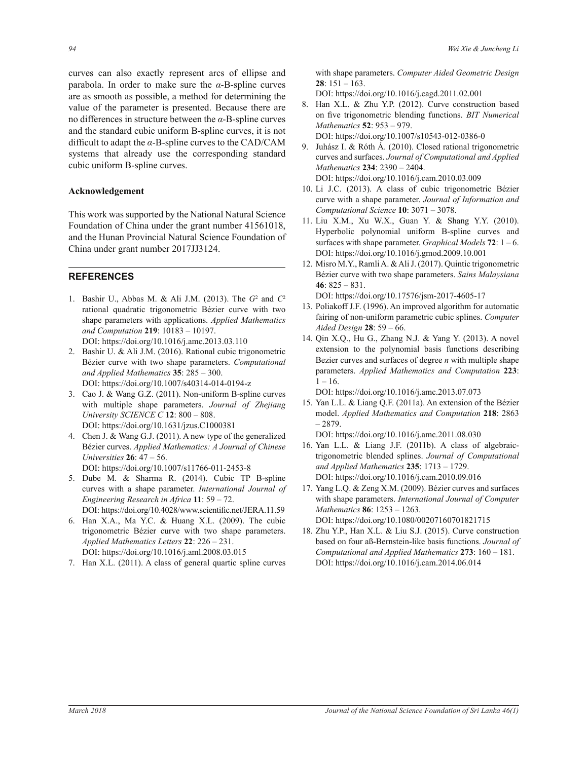curves can also exactly represent arcs of ellipse and parabola. In order to make sure the $\alpha$-B-spline curves are as smooth as possible, a method for determining the value of the parameter is presented. Because there are no differences in structure between the $\alpha$-B-spline curves and the standard cubic uniform B-spline curves, it is not difficult to adapt the $\alpha$-B-spline curves to the CAD/CAM systems that already use the corresponding standard cubic uniform B-spline curves.

**Acknowledgement**

This work was supported by the National Natural Science Foundation of China under the grant number 41561018, and the Hunan Provincial Natural Science Foundation of China under grant number 2017JJ3124.

## REFERENCES

1. Bashir U., Abbas M. & Ali J.M. (2013). The $G^2$ and $C^2$ rational quadratic trigonometric Bézier curve with two shape parameters with applications. *Applied Mathematics and Computation* **219**: 10183 – 10197.
   DOI: https://doi.org/10.1016/j.amc.2013.03.110
2. Bashir U. & Ali J.M. (2016). Rational cubic trigonometric Bézier curve with two shape parameters. *Computational and Applied Mathematics* **35**: 285 – 300.
   DOI: https://doi.org/10.1007/s40314-014-0194-z
3. Cao J. & Wang G.Z. (2011). Non-uniform B-spline curves with multiple shape parameters. *Journal of Zhejiang University SCIENCE C* **12**: 800 – 808.
   DOI: https://doi.org/10.1631/jzus.C1000381
4. Chen J. & Wang G.J. (2011). A new type of the generalized Bézier curves. *Applied Mathematics: A Journal of Chinese Universities* **26**: 47 – 56.
   DOI: https://doi.org/10.1007/s11766-011-2453-8
5. Dube M. & Sharma R. (2014). Cubic TP B-spline curves with a shape parameter. *International Journal of Engineering Research in Africa* **11**: 59 – 72.
   DOI: https://doi.org/10.4028/www.scientific.net/JERA.11.59
6. Han X.A., Ma Y.C. & Huang X.L. (2009). The cubic trigonometric Bézier curve with two shape parameters. *Applied Mathematics Letters* **22**: 226 – 231.
   DOI: https://doi.org/10.1016/j.aml.2008.03.015
7. Han X.L. (2011). A class of general quartic spline curves with shape parameters. *Computer Aided Geometric Design* **28**: 151 – 163.
   DOI: https://doi.org/10.1016/j.cagd.2011.02.001
8. Han X.L. & Zhu Y.P. (2012). Curve construction based on five trigonometric blending functions. *BIT Numerical Mathematics* **52**: 953 – 979.
   DOI: https://doi.org/10.1007/s10543-012-0386-0
9. Juhász I. & Róth Á. (2010). Closed rational trigonometric curves and surfaces. *Journal of Computational and Applied Mathematics* **234**: 2390 – 2404.
   DOI: https://doi.org/10.1016/j.cam.2010.03.009
10. Li J.C. (2013). A class of cubic trigonometric Bézier curve with a shape parameter. *Journal of Information and Computational Science* **10**: 3071 – 3078.
11. Liu X.M., Xu W.X., Guan Y. & Shang Y.Y. (2010). Hyperbolic polynomial uniform B-spline curves and surfaces with shape parameter. *Graphical Models* **72**: 1 – 6.
    DOI: https://doi.org/10.1016/j.gmod.2009.10.001
12. Misro M.Y., Ramli A. & Ali J. (2017). Quintic trigonometric Bézier curve with two shape parameters. *Sains Malaysiana* **46**: 825 – 831.
    DOI: https://doi.org/10.17576/jsm-2017-4605-17
13. Poliakoff J.F. (1996). An improved algorithm for automatic fairing of non-uniform parametric cubic splines. *Computer Aided Design* **28**: 59 – 66.
14. Qin X.Q., Hu G., Zhang N.J. & Yang Y. (2013). A novel extension to the polynomial basis functions describing Bezier curves and surfaces of degree *n* with multiple shape parameters. *Applied Mathematics and Computation* **223**: 1 – 16.
    DOI: https://doi.org/10.1016/j.amc.2013.07.073
15. Yan L.L. & Liang Q.F. (2011a). An extension of the Bézier model. *Applied Mathematics and Computation* **218**: 2863 – 2879.
    DOI: https://doi.org/10.1016/j.amc.2011.08.030
16. Yan L.L. & Liang J.F. (2011b). A class of algebraic-trigonometric blended splines. *Journal of Computational and Applied Mathematics* **235**: 1713 – 1729.
    DOI: https://doi.org/10.1016/j.cam.2010.09.016
17. Yang L.Q. & Zeng X.M. (2009). Bézier curves and surfaces with shape parameters. *International Journal of Computer Mathematics* **86**: 1253 – 1263.
    DOI: https://doi.org/10.1080/00207160701821715
18. Zhu Y.P., Han X.L. & Liu S.J. (2015). Curve construction based on four aß-Bernstein-like basis functions. *Journal of Computational and Applied Mathematics* **273**: 160 – 181.
    DOI: https://doi.org/10.1016/j.cam.2014.06.014